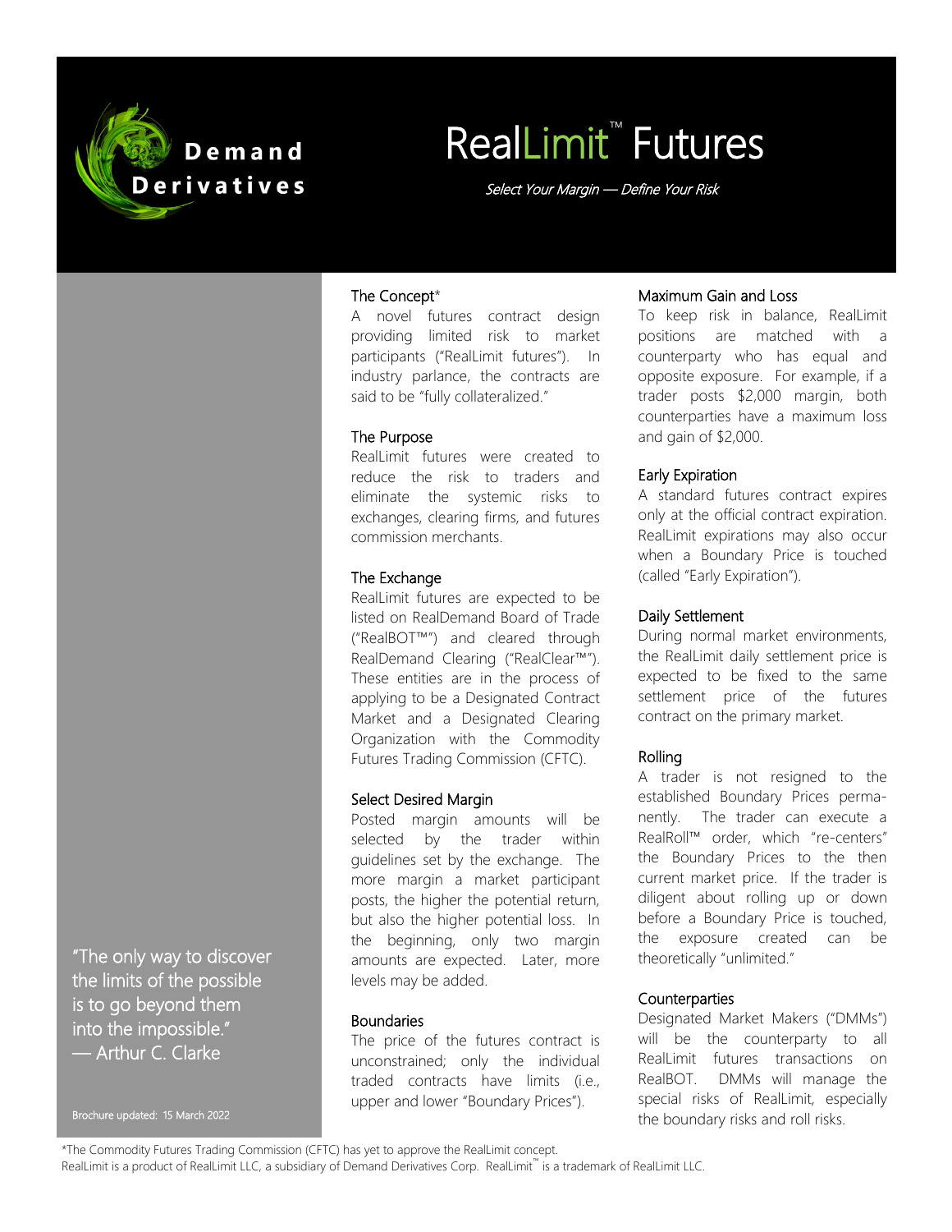Demand Derivatives

# RealLimit™ Futures

*Select Your Margin — Define Your Risk*

### The Concept*

A novel futures contract design providing limited risk to market participants ("RealLimit futures"). In industry parlance, the contracts are said to be "fully collateralized."

### The Purpose

RealLimit futures were created to reduce the risk to traders and eliminate the systemic risks to exchanges, clearing firms, and futures commission merchants.

### The Exchange

RealLimit futures are expected to be listed on RealDemand Board of Trade ("RealBOT™") and cleared through RealDemand Clearing ("RealClear™"). These entities are in the process of applying to be a Designated Contract Market and a Designated Clearing Organization with the Commodity Futures Trading Commission (CFTC).

### Select Desired Margin

Posted margin amounts will be selected by the trader within guidelines set by the exchange. The more margin a market participant posts, the higher the potential return, but also the higher potential loss. In the beginning, only two margin amounts are expected. Later, more levels may be added.

### Boundaries

The price of the futures contract is unconstrained; only the individual traded contracts have limits (i.e., upper and lower "Boundary Prices").

### Maximum Gain and Loss

To keep risk in balance, RealLimit positions are matched with a counterparty who has equal and opposite exposure. For example, if a trader posts $2,000 margin, both counterparties have a maximum loss and gain of $2,000.

### Early Expiration

A standard futures contract expires only at the official contract expiration. RealLimit expirations may also occur when a Boundary Price is touched (called "Early Expiration").

### Daily Settlement

During normal market environments, the RealLimit daily settlement price is expected to be fixed to the same settlement price of the futures contract on the primary market.

### Rolling

A trader is not resigned to the established Boundary Prices permanently. The trader can execute a RealRoll™ order, which "re-centers" the Boundary Prices to the then current market price. If the trader is diligent about rolling up or down before a Boundary Price is touched, the exposure created can be theoretically "unlimited."

### Counterparties

Designated Market Makers ("DMMs") will be the counterparty to all RealLimit futures transactions on RealBOT. DMMs will manage the special risks of RealLimit, especially the boundary risks and roll risks.

"The only way to discover the limits of the possible is to go beyond them into the impossible."
— Arthur C. Clarke

Brochure updated: 15 March 2022

*The Commodity Futures Trading Commission (CFTC) has yet to approve the RealLimit concept.
RealLimit is a product of RealLimit LLC, a subsidiary of Demand Derivatives Corp. RealLimit™ is a trademark of RealLimit LLC.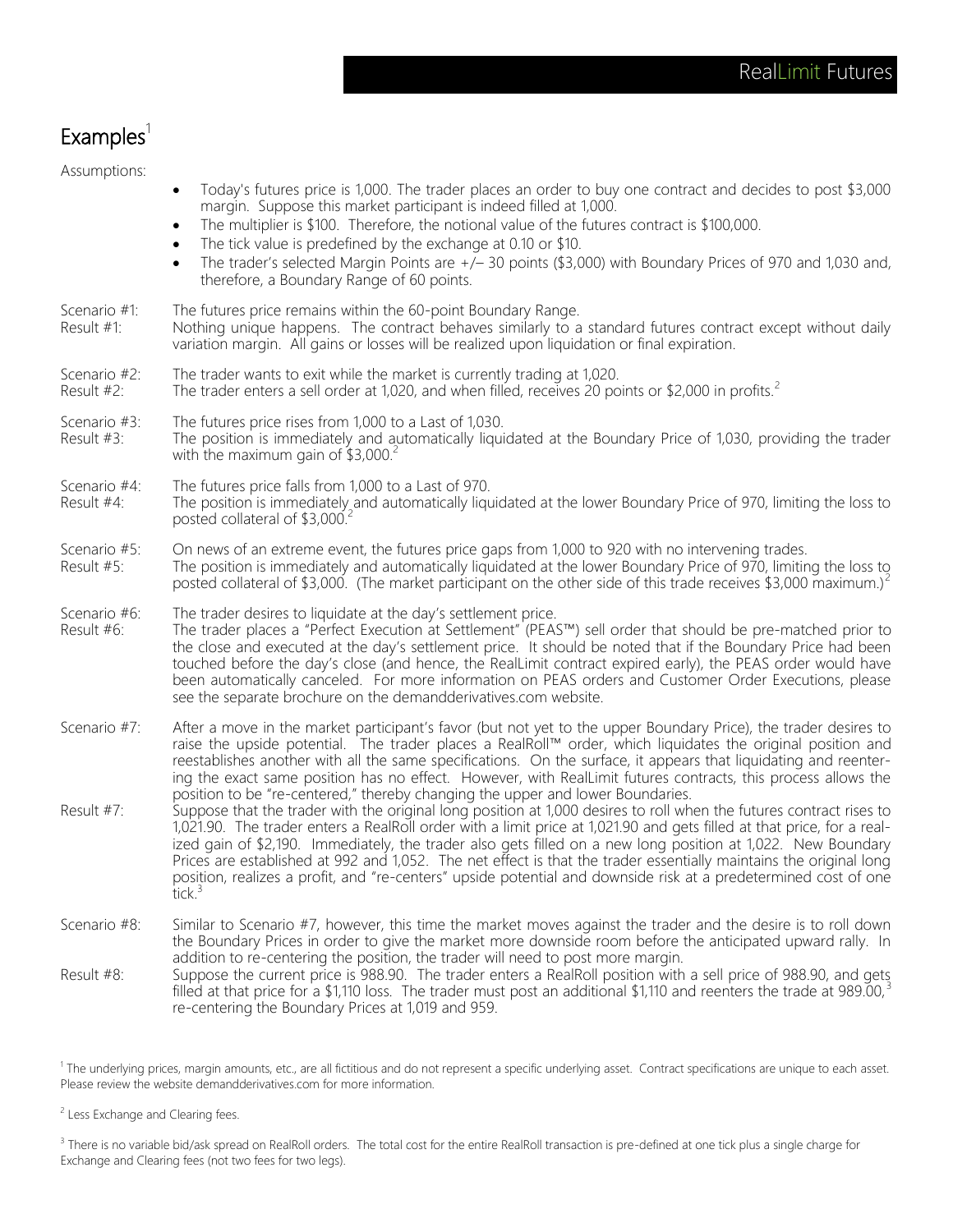## Examples[1]

Assumptions:

- Today's futures price is 1,000. The trader places an order to buy one contract and decides to post $3,000 margin. Suppose this market participant is indeed filled at 1,000.
- The multiplier is $100. Therefore, the notional value of the futures contract is $100,000.
- The tick value is predefined by the exchange at 0.10 or $10.
- The trader's selected Margin Points are +/− 30 points ($3,000) with Boundary Prices of 970 and 1,030 and, therefore, a Boundary Range of 60 points.

Scenario #1: The futures price remains within the 60-point Boundary Range.
Result #1: Nothing unique happens. The contract behaves similarly to a standard futures contract except without daily variation margin. All gains or losses will be realized upon liquidation or final expiration.

Scenario #2: The trader wants to exit while the market is currently trading at 1,020.
Result #2: The trader enters a sell order at 1,020, and when filled, receives 20 points or $2,000 in profits.[2]

Scenario #3: The futures price rises from 1,000 to a Last of 1,030.
Result #3: The position is immediately and automatically liquidated at the Boundary Price of 1,030, providing the trader with the maximum gain of $3,000.[2]

Scenario #4: The futures price falls from 1,000 to a Last of 970.
Result #4: The position is immediately and automatically liquidated at the lower Boundary Price of 970, limiting the loss to posted collateral of $3,000.[2]

Scenario #5: On news of an extreme event, the futures price gaps from 1,000 to 920 with no intervening trades.
Result #5: The position is immediately and automatically liquidated at the lower Boundary Price of 970, limiting the loss to posted collateral of $3,000. (The market participant on the other side of this trade receives $3,000 maximum.)[2]

Scenario #6: The trader desires to liquidate at the day's settlement price.
Result #6: The trader places a "Perfect Execution at Settlement" (PEAS™) sell order that should be pre-matched prior to the close and executed at the day's settlement price. It should be noted that if the Boundary Price had been touched before the day's close (and hence, the RealLimit contract expired early), the PEAS order would have been automatically canceled. For more information on PEAS orders and Customer Order Executions, please see the separate brochure on the demandderivatives.com website.

Scenario #7: After a move in the market participant's favor (but not yet to the upper Boundary Price), the trader desires to raise the upside potential. The trader places a RealRoll™ order, which liquidates the original position and reestablishes another with all the same specifications. On the surface, it appears that liquidating and reentering the exact same position has no effect. However, with RealLimit futures contracts, this process allows the position to be "re-centered," thereby changing the upper and lower Boundaries.
Result #7: Suppose that the trader with the original long position at 1,000 desires to roll when the futures contract rises to 1,021.90. The trader enters a RealRoll order with a limit price at 1,021.90 and gets filled at that price, for a realized gain of $2,190. Immediately, the trader also gets filled on a new long position at 1,022. New Boundary Prices are established at 992 and 1,052. The net effect is that the trader essentially maintains the original long position, realizes a profit, and "re-centers" upside potential and downside risk at a predetermined cost of one tick.[3]

Scenario #8: Similar to Scenario #7, however, this time the market moves against the trader and the desire is to roll down the Boundary Prices in order to give the market more downside room before the anticipated upward rally. In addition to re-centering the position, the trader will need to post more margin.
Result #8: Suppose the current price is 988.90. The trader enters a RealRoll position with a sell price of 988.90, and gets filled at that price for a $1,110 loss. The trader must post an additional $1,110 and reenters the trade at 989.00,[3] re-centering the Boundary Prices at 1,019 and 959.

[1] The underlying prices, margin amounts, etc., are all fictitious and do not represent a specific underlying asset. Contract specifications are unique to each asset. Please review the website demandderivatives.com for more information.

[2] Less Exchange and Clearing fees.

[3] There is no variable bid/ask spread on RealRoll orders. The total cost for the entire RealRoll transaction is pre-defined at one tick plus a single charge for Exchange and Clearing fees (not two fees for two legs).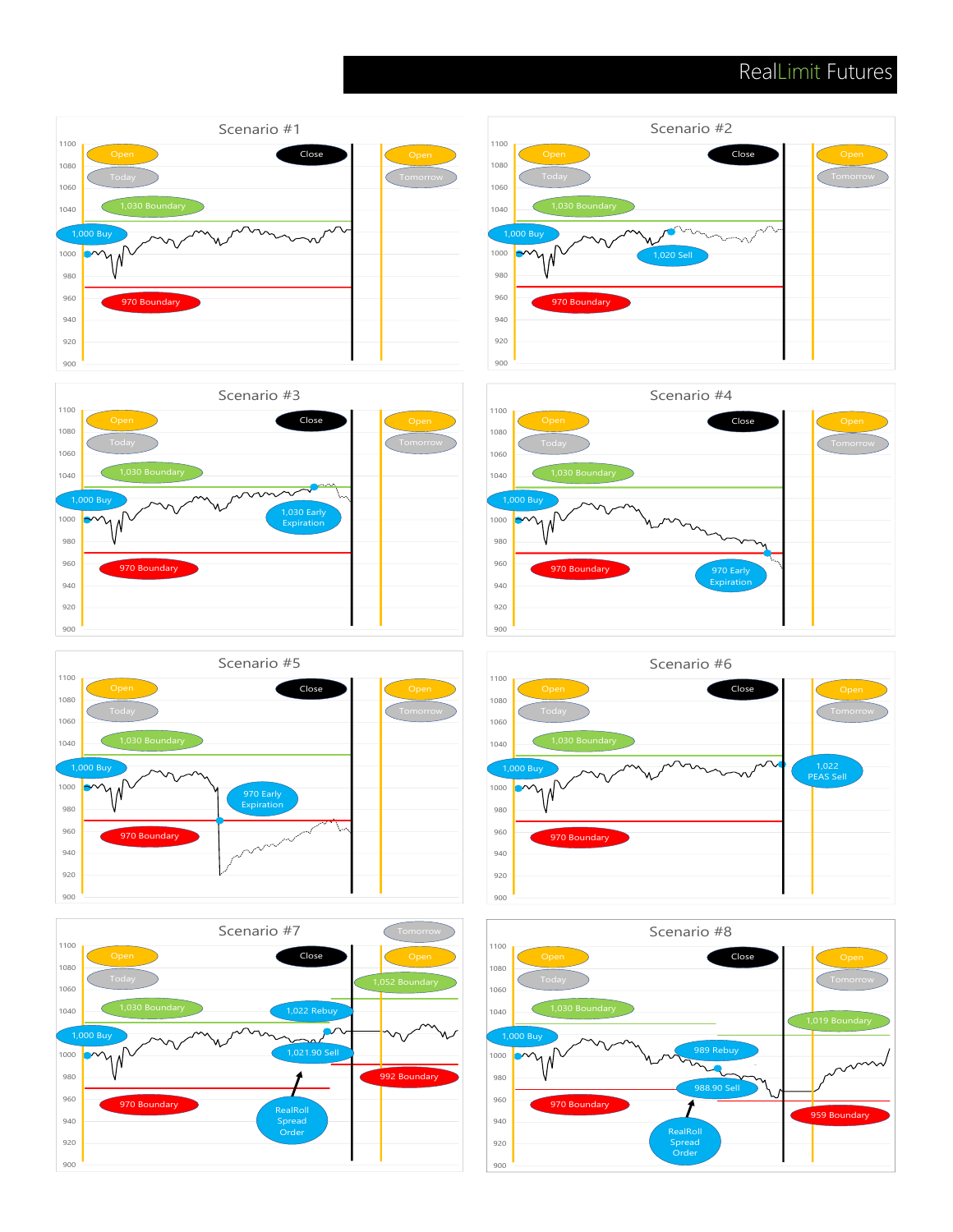# RealLimit Futures

## Scenario #1

Open · Close · Open · Today · Tomorrow

1,030 Boundary

1,000 Buy

970 Boundary

## Scenario #2

Open · Close · Open · Today · Tomorrow

1,030 Boundary

1,000 Buy

1,020 Sell

970 Boundary

## Scenario #3

Open · Close · Open · Today · Tomorrow

1,030 Boundary

1,000 Buy

1,030 Early Expiration

970 Boundary

## Scenario #4

Open · Close · Open · Today · Tomorrow

1,030 Boundary

1,000 Buy

970 Boundary

970 Early Expiration

## Scenario #5

Open · Close · Open · Today · Tomorrow

1,030 Boundary

1,000 Buy

970 Early Expiration

970 Boundary

## Scenario #6

Open · Close · Open · Today · Tomorrow

1,030 Boundary

1,000 Buy

1,022 PEAS Sell

970 Boundary

## Scenario #7

Tomorrow · Open · Close · Open · Today

1,052 Boundary

1,030 Boundary

1,022 Rebuy

1,000 Buy

1,021.90 Sell

992 Boundary

970 Boundary

RealRoll Spread Order

## Scenario #8

Open · Close · Open · Today · Tomorrow

1,030 Boundary

1,019 Boundary

1,000 Buy

989 Rebuy

988.90 Sell

970 Boundary

959 Boundary

RealRoll Spread Order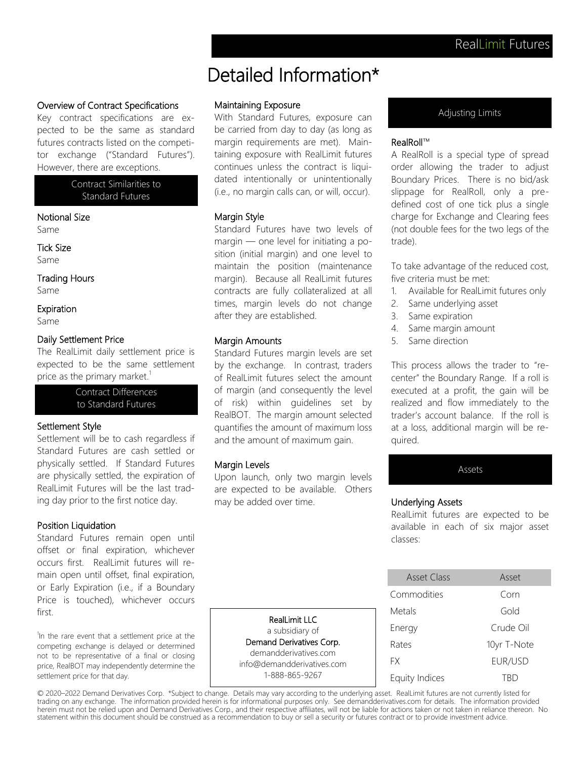# Detailed Information*

### Overview of Contract Specifications

Key contract specifications are expected to be the same as standard futures contracts listed on the competitor exchange ("Standard Futures"). However, there are exceptions.

## Contract Similarities to Standard Futures

### Notional Size

Same

### Tick Size

Same

### Trading Hours

Same

### Expiration

Same

### Daily Settlement Price

The RealLimit daily settlement price is expected to be the same settlement price as the primary market.[1]

## Contract Differences to Standard Futures

### Settlement Style

Settlement will be to cash regardless if Standard Futures are cash settled or physically settled. If Standard Futures are physically settled, the expiration of RealLimit Futures will be the last trading day prior to the first notice day.

### Position Liquidation

Standard Futures remain open until offset or final expiration, whichever occurs first. RealLimit futures will remain open until offset, final expiration, or Early Expiration (i.e., if a Boundary Price is touched), whichever occurs first.

[1]In the rare event that a settlement price at the competing exchange is delayed or determined not to be representative of a final or closing price, RealBOT may independently determine the settlement price for that day.

### Maintaining Exposure

With Standard Futures, exposure can be carried from day to day (as long as margin requirements are met). Maintaining exposure with RealLimit futures continues unless the contract is liquidated intentionally or unintentionally (i.e., no margin calls can, or will, occur).

### Margin Style

Standard Futures have two levels of margin — one level for initiating a position (initial margin) and one level to maintain the position (maintenance margin). Because all RealLimit futures contracts are fully collateralized at all times, margin levels do not change after they are established.

### Margin Amounts

Standard Futures margin levels are set by the exchange. In contrast, traders of RealLimit futures select the amount of margin (and consequently the level of risk) within guidelines set by RealBOT. The margin amount selected quantifies the amount of maximum loss and the amount of maximum gain.

### Margin Levels

Upon launch, only two margin levels are expected to be available. Others may be added over time.

RealLimit LLC
a subsidiary of
Demand Derivatives Corp.
demandderivatives.com
info@demandderivatives.com
1-888-865-9267

## Adjusting Limits

### RealRoll™

A RealRoll is a special type of spread order allowing the trader to adjust Boundary Prices. There is no bid/ask slippage for RealRoll, only a pre-defined cost of one tick plus a single charge for Exchange and Clearing fees (not double fees for the two legs of the trade).

To take advantage of the reduced cost, five criteria must be met:

1. Available for RealLimit futures only
2. Same underlying asset
3. Same expiration
4. Same margin amount
5. Same direction

This process allows the trader to "re-center" the Boundary Range. If a roll is executed at a profit, the gain will be realized and flow immediately to the trader's account balance. If the roll is at a loss, additional margin will be required.

## Assets

### Underlying Assets

RealLimit futures are expected to be available in each of six major asset classes:

| Asset Class | Asset |
|---|---|
| Commodities | Corn |
| Metals | Gold |
| Energy | Crude Oil |
| Rates | 10yr T-Note |
| FX | EUR/USD |
| Equity Indices | TBD |

© 2020–2022 Demand Derivatives Corp. *Subject to change. Details may vary according to the underlying asset. RealLimit futures are not currently listed for trading on any exchange. The information provided herein is for informational purposes only. See demandderivatives.com for details. The information provided herein must not be relied upon and Demand Derivatives Corp., and their respective affiliates, will not be liable for actions taken or not taken in reliance thereon. No statement within this document should be construed as a recommendation to buy or sell a security or futures contract or to provide investment advice.